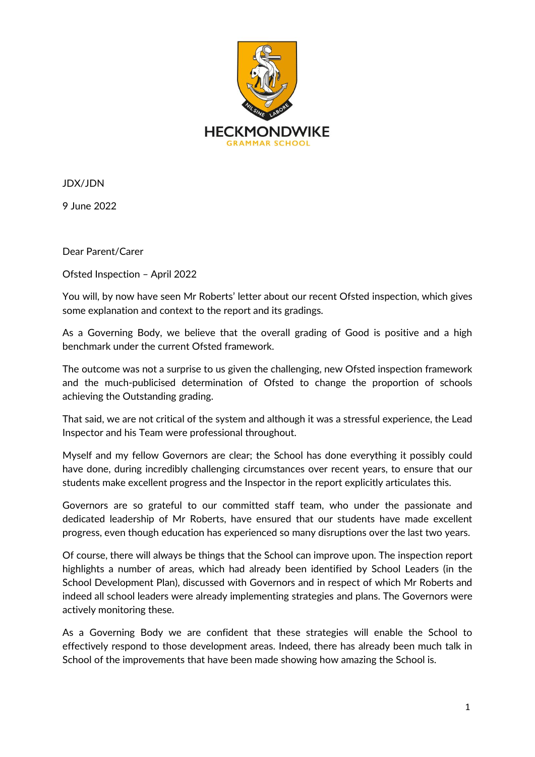HECKMONDWIKE
GRAMMAR SCHOOL

JDX/JDN

9 June 2022

Dear Parent/Carer

Ofsted Inspection – April 2022

You will, by now have seen Mr Roberts' letter about our recent Ofsted inspection, which gives some explanation and context to the report and its gradings.

As a Governing Body, we believe that the overall grading of Good is positive and a high benchmark under the current Ofsted framework.

The outcome was not a surprise to us given the challenging, new Ofsted inspection framework and the much-publicised determination of Ofsted to change the proportion of schools achieving the Outstanding grading.

That said, we are not critical of the system and although it was a stressful experience, the Lead Inspector and his Team were professional throughout.

Myself and my fellow Governors are clear; the School has done everything it possibly could have done, during incredibly challenging circumstances over recent years, to ensure that our students make excellent progress and the Inspector in the report explicitly articulates this.

Governors are so grateful to our committed staff team, who under the passionate and dedicated leadership of Mr Roberts, have ensured that our students have made excellent progress, even though education has experienced so many disruptions over the last two years.

Of course, there will always be things that the School can improve upon. The inspection report highlights a number of areas, which had already been identified by School Leaders (in the School Development Plan), discussed with Governors and in respect of which Mr Roberts and indeed all school leaders were already implementing strategies and plans. The Governors were actively monitoring these.

As a Governing Body we are confident that these strategies will enable the School to effectively respond to those development areas. Indeed, there has already been much talk in School of the improvements that have been made showing how amazing the School is.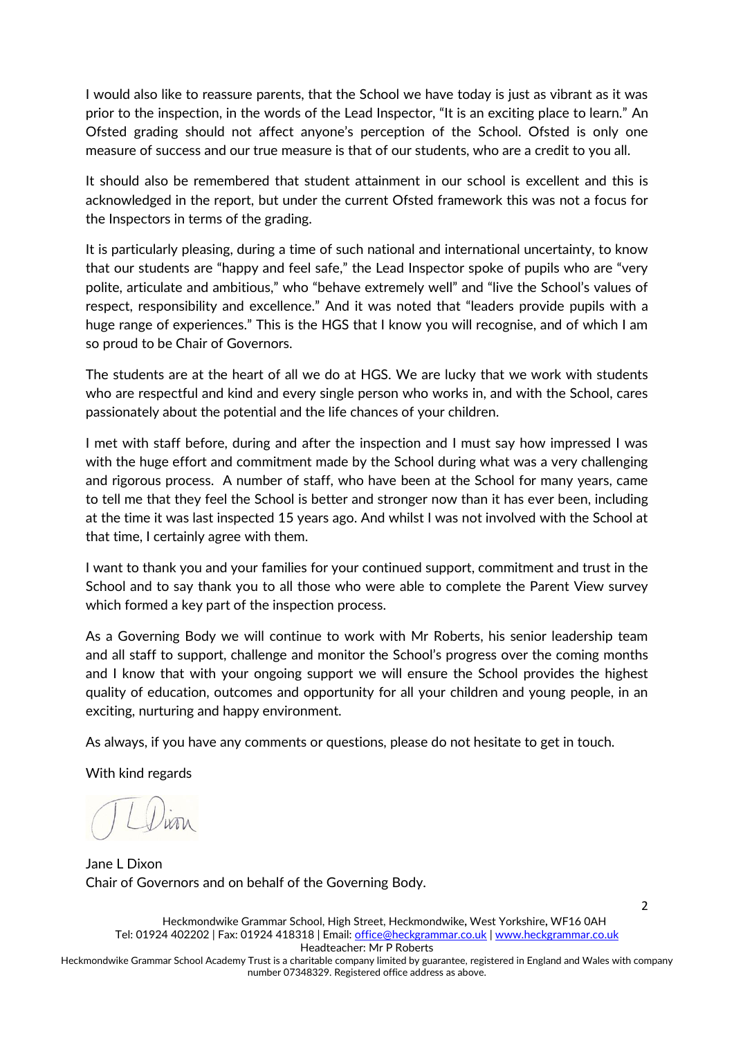I would also like to reassure parents, that the School we have today is just as vibrant as it was prior to the inspection, in the words of the Lead Inspector, "It is an exciting place to learn." An Ofsted grading should not affect anyone's perception of the School. Ofsted is only one measure of success and our true measure is that of our students, who are a credit to you all.

It should also be remembered that student attainment in our school is excellent and this is acknowledged in the report, but under the current Ofsted framework this was not a focus for the Inspectors in terms of the grading.

It is particularly pleasing, during a time of such national and international uncertainty, to know that our students are "happy and feel safe," the Lead Inspector spoke of pupils who are "very polite, articulate and ambitious," who "behave extremely well" and "live the School's values of respect, responsibility and excellence." And it was noted that "leaders provide pupils with a huge range of experiences." This is the HGS that I know you will recognise, and of which I am so proud to be Chair of Governors.

The students are at the heart of all we do at HGS. We are lucky that we work with students who are respectful and kind and every single person who works in, and with the School, cares passionately about the potential and the life chances of your children.

I met with staff before, during and after the inspection and I must say how impressed I was with the huge effort and commitment made by the School during what was a very challenging and rigorous process. A number of staff, who have been at the School for many years, came to tell me that they feel the School is better and stronger now than it has ever been, including at the time it was last inspected 15 years ago. And whilst I was not involved with the School at that time, I certainly agree with them.

I want to thank you and your families for your continued support, commitment and trust in the School and to say thank you to all those who were able to complete the Parent View survey which formed a key part of the inspection process.

As a Governing Body we will continue to work with Mr Roberts, his senior leadership team and all staff to support, challenge and monitor the School's progress over the coming months and I know that with your ongoing support we will ensure the School provides the highest quality of education, outcomes and opportunity for all your children and young people, in an exciting, nurturing and happy environment.

As always, if you have any comments or questions, please do not hesitate to get in touch.

With kind regards

J L Dixon

Jane L Dixon
Chair of Governors and on behalf of the Governing Body.

Heckmondwike Grammar School, High Street, Heckmondwike, West Yorkshire, WF16 0AH
Tel: 01924 402202 | Fax: 01924 418318 | Email: office@heckgrammar.co.uk | www.heckgrammar.co.uk
Headteacher: Mr P Roberts
Heckmondwike Grammar School Academy Trust is a charitable company limited by guarantee, registered in England and Wales with company number 07348329. Registered office address as above.